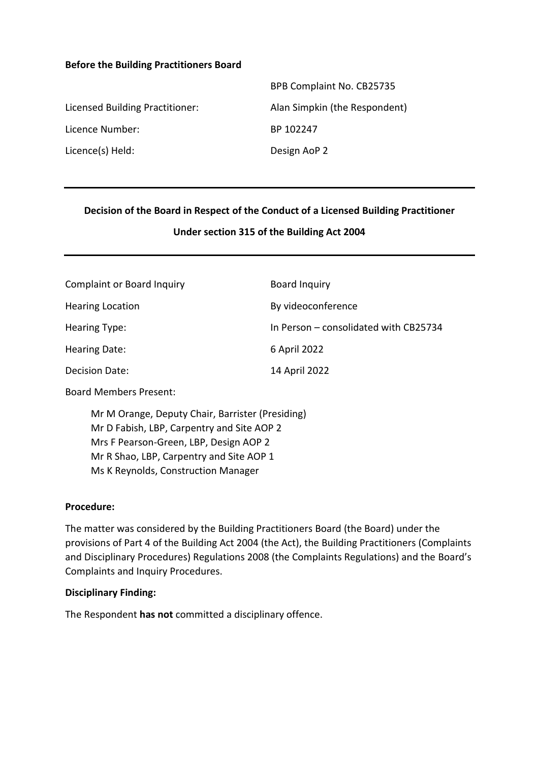**Before the Building Practitioners Board**

| | |
|---|---|
| | BPB Complaint No. CB25735 |
| Licensed Building Practitioner: | Alan Simpkin (the Respondent) |
| Licence Number: | BP 102247 |
| Licence(s) Held: | Design AoP 2 |

---

**Decision of the Board in Respect of the Conduct of a Licensed Building Practitioner**

**Under section 315 of the Building Act 2004**

---

| | |
|---|---|
| Complaint or Board Inquiry | Board Inquiry |
| Hearing Location | By videoconference |
| Hearing Type: | In Person – consolidated with CB25734 |
| Hearing Date: | 6 April 2022 |
| Decision Date: | 14 April 2022 |

Board Members Present:

Mr M Orange, Deputy Chair, Barrister (Presiding)
Mr D Fabish, LBP, Carpentry and Site AOP 2
Mrs F Pearson-Green, LBP, Design AOP 2
Mr R Shao, LBP, Carpentry and Site AOP 1
Ms K Reynolds, Construction Manager

**Procedure:**

The matter was considered by the Building Practitioners Board (the Board) under the provisions of Part 4 of the Building Act 2004 (the Act), the Building Practitioners (Complaints and Disciplinary Procedures) Regulations 2008 (the Complaints Regulations) and the Board's Complaints and Inquiry Procedures.

**Disciplinary Finding:**

The Respondent **has not** committed a disciplinary offence.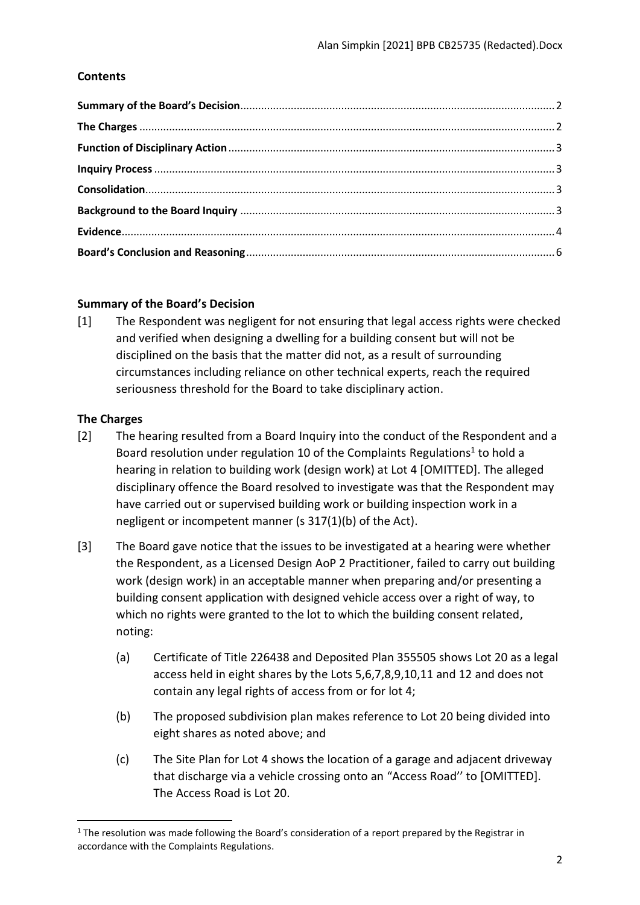## Contents

| | |
|---|---|
| **Summary of the Board's Decision** | 2 |
| **The Charges** | 2 |
| **Function of Disciplinary Action** | 3 |
| **Inquiry Process** | 3 |
| **Consolidation** | 3 |
| **Background to the Board Inquiry** | 3 |
| **Evidence** | 4 |
| **Board's Conclusion and Reasoning** | 6 |

## Summary of the Board's Decision

[1] The Respondent was negligent for not ensuring that legal access rights were checked and verified when designing a dwelling for a building consent but will not be disciplined on the basis that the matter did not, as a result of surrounding circumstances including reliance on other technical experts, reach the required seriousness threshold for the Board to take disciplinary action.

## The Charges

[2] The hearing resulted from a Board Inquiry into the conduct of the Respondent and a Board resolution under regulation 10 of the Complaints Regulations[1] to hold a hearing in relation to building work (design work) at Lot 4 [OMITTED]. The alleged disciplinary offence the Board resolved to investigate was that the Respondent may have carried out or supervised building work or building inspection work in a negligent or incompetent manner (s 317(1)(b) of the Act).

[3] The Board gave notice that the issues to be investigated at a hearing were whether the Respondent, as a Licensed Design AoP 2 Practitioner, failed to carry out building work (design work) in an acceptable manner when preparing and/or presenting a building consent application with designed vehicle access over a right of way, to which no rights were granted to the lot to which the building consent related, noting:

(a) Certificate of Title 226438 and Deposited Plan 355505 shows Lot 20 as a legal access held in eight shares by the Lots 5,6,7,8,9,10,11 and 12 and does not contain any legal rights of access from or for lot 4;

(b) The proposed subdivision plan makes reference to Lot 20 being divided into eight shares as noted above; and

(c) The Site Plan for Lot 4 shows the location of a garage and adjacent driveway that discharge via a vehicle crossing onto an "Access Road'' to [OMITTED]. The Access Road is Lot 20.

[1] The resolution was made following the Board's consideration of a report prepared by the Registrar in accordance with the Complaints Regulations.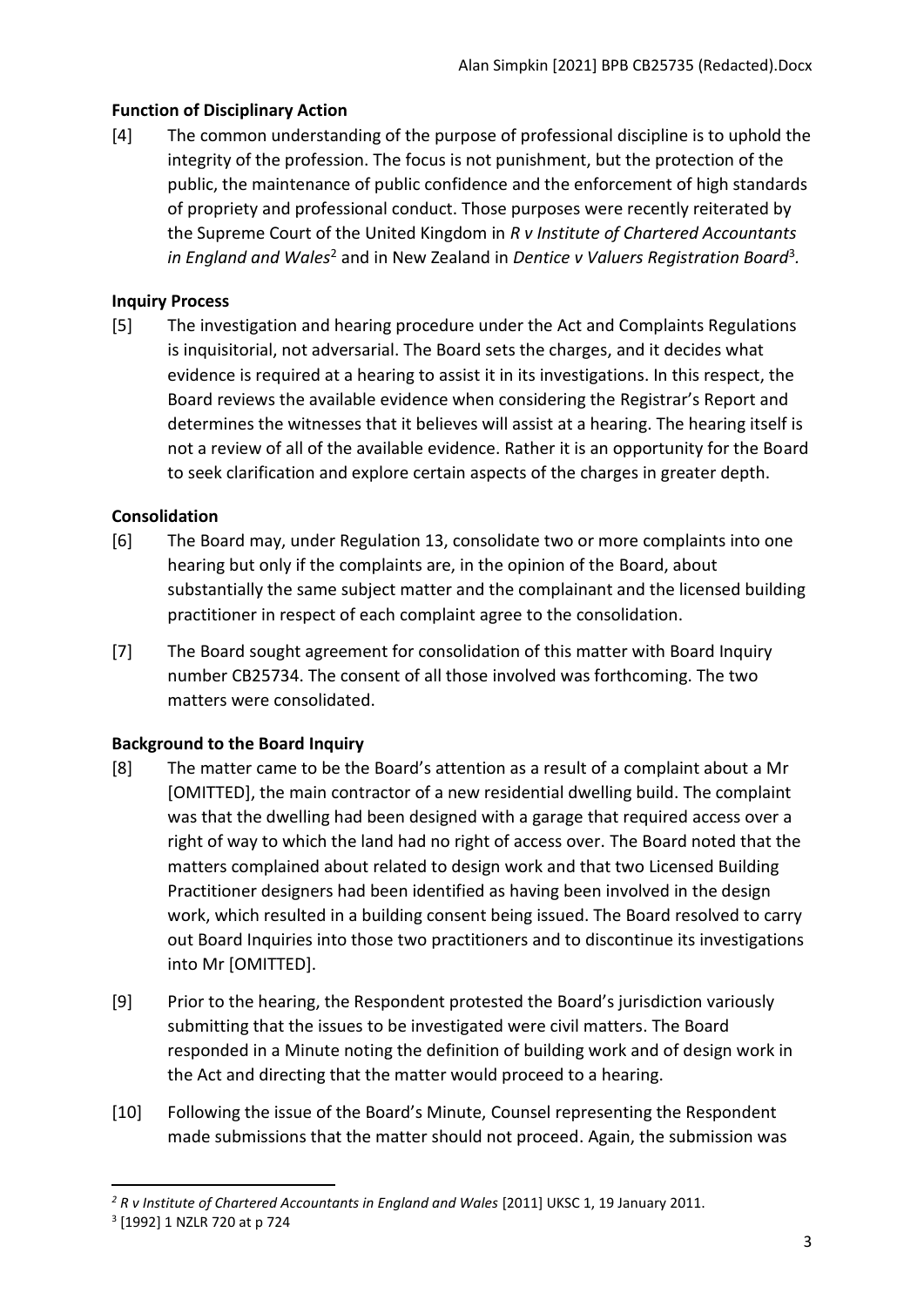### Function of Disciplinary Action

[4] The common understanding of the purpose of professional discipline is to uphold the integrity of the profession. The focus is not punishment, but the protection of the public, the maintenance of public confidence and the enforcement of high standards of propriety and professional conduct. Those purposes were recently reiterated by the Supreme Court of the United Kingdom in *R v Institute of Chartered Accountants in England and Wales*[2] and in New Zealand in *Dentice v Valuers Registration Board*[3].

### Inquiry Process

[5] The investigation and hearing procedure under the Act and Complaints Regulations is inquisitorial, not adversarial. The Board sets the charges, and it decides what evidence is required at a hearing to assist it in its investigations. In this respect, the Board reviews the available evidence when considering the Registrar's Report and determines the witnesses that it believes will assist at a hearing. The hearing itself is not a review of all of the available evidence. Rather it is an opportunity for the Board to seek clarification and explore certain aspects of the charges in greater depth.

### Consolidation

[6] The Board may, under Regulation 13, consolidate two or more complaints into one hearing but only if the complaints are, in the opinion of the Board, about substantially the same subject matter and the complainant and the licensed building practitioner in respect of each complaint agree to the consolidation.

[7] The Board sought agreement for consolidation of this matter with Board Inquiry number CB25734. The consent of all those involved was forthcoming. The two matters were consolidated.

### Background to the Board Inquiry

[8] The matter came to be the Board's attention as a result of a complaint about a Mr [OMITTED], the main contractor of a new residential dwelling build. The complaint was that the dwelling had been designed with a garage that required access over a right of way to which the land had no right of access over. The Board noted that the matters complained about related to design work and that two Licensed Building Practitioner designers had been identified as having been involved in the design work, which resulted in a building consent being issued. The Board resolved to carry out Board Inquiries into those two practitioners and to discontinue its investigations into Mr [OMITTED].

[9] Prior to the hearing, the Respondent protested the Board's jurisdiction variously submitting that the issues to be investigated were civil matters. The Board responded in a Minute noting the definition of building work and of design work in the Act and directing that the matter would proceed to a hearing.

[10] Following the issue of the Board's Minute, Counsel representing the Respondent made submissions that the matter should not proceed. Again, the submission was

---

[2] *R v Institute of Chartered Accountants in England and Wales* [2011] UKSC 1, 19 January 2011.

[3] [1992] 1 NZLR 720 at p 724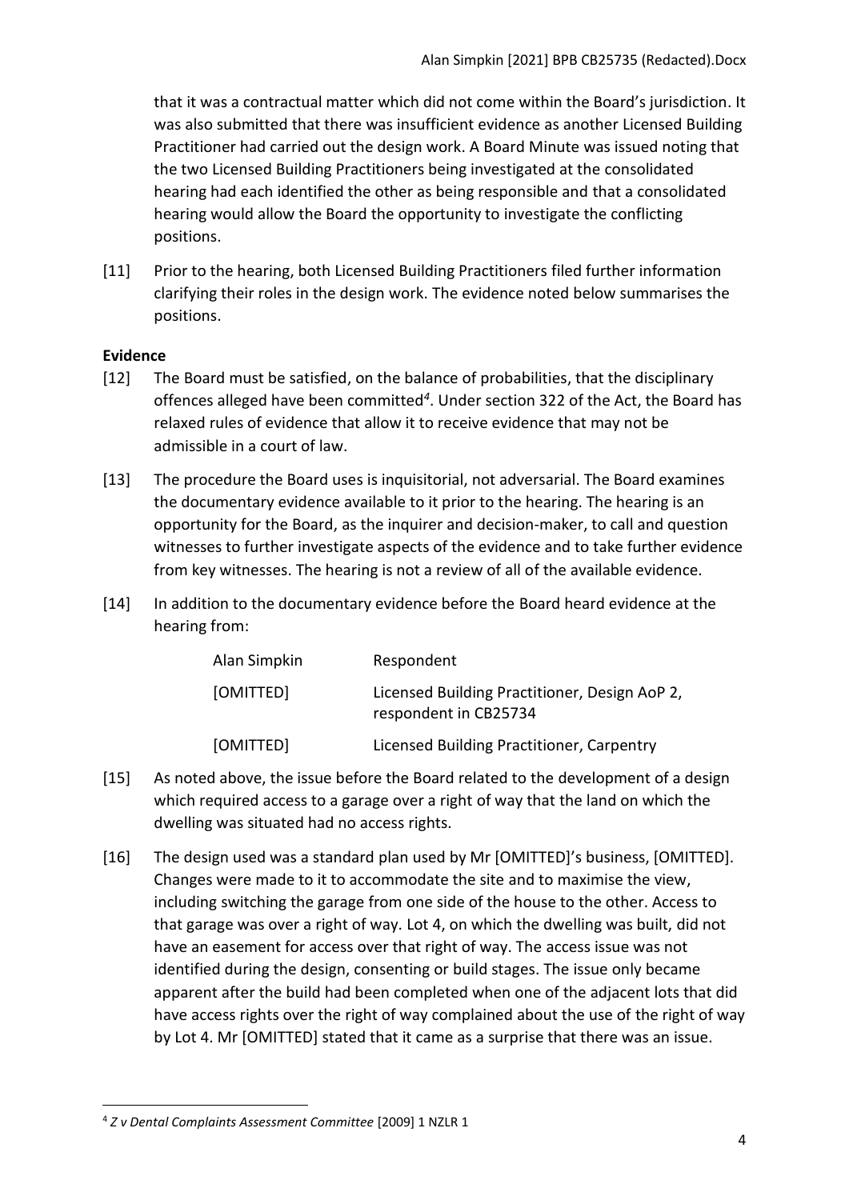that it was a contractual matter which did not come within the Board's jurisdiction. It was also submitted that there was insufficient evidence as another Licensed Building Practitioner had carried out the design work. A Board Minute was issued noting that the two Licensed Building Practitioners being investigated at the consolidated hearing had each identified the other as being responsible and that a consolidated hearing would allow the Board the opportunity to investigate the conflicting positions.

[11] Prior to the hearing, both Licensed Building Practitioners filed further information clarifying their roles in the design work. The evidence noted below summarises the positions.

**Evidence**

[12] The Board must be satisfied, on the balance of probabilities, that the disciplinary offences alleged have been committed[4]. Under section 322 of the Act, the Board has relaxed rules of evidence that allow it to receive evidence that may not be admissible in a court of law.

[13] The procedure the Board uses is inquisitorial, not adversarial. The Board examines the documentary evidence available to it prior to the hearing. The hearing is an opportunity for the Board, as the inquirer and decision-maker, to call and question witnesses to further investigate aspects of the evidence and to take further evidence from key witnesses. The hearing is not a review of all of the available evidence.

[14] In addition to the documentary evidence before the Board heard evidence at the hearing from:

| | |
|---|---|
| Alan Simpkin | Respondent |
| [OMITTED] | Licensed Building Practitioner, Design AoP 2, respondent in CB25734 |
| [OMITTED] | Licensed Building Practitioner, Carpentry |

[15] As noted above, the issue before the Board related to the development of a design which required access to a garage over a right of way that the land on which the dwelling was situated had no access rights.

[16] The design used was a standard plan used by Mr [OMITTED]'s business, [OMITTED]. Changes were made to it to accommodate the site and to maximise the view, including switching the garage from one side of the house to the other. Access to that garage was over a right of way. Lot 4, on which the dwelling was built, did not have an easement for access over that right of way. The access issue was not identified during the design, consenting or build stages. The issue only became apparent after the build had been completed when one of the adjacent lots that did have access rights over the right of way complained about the use of the right of way by Lot 4. Mr [OMITTED] stated that it came as a surprise that there was an issue.

[4] *Z v Dental Complaints Assessment Committee* [2009] 1 NZLR 1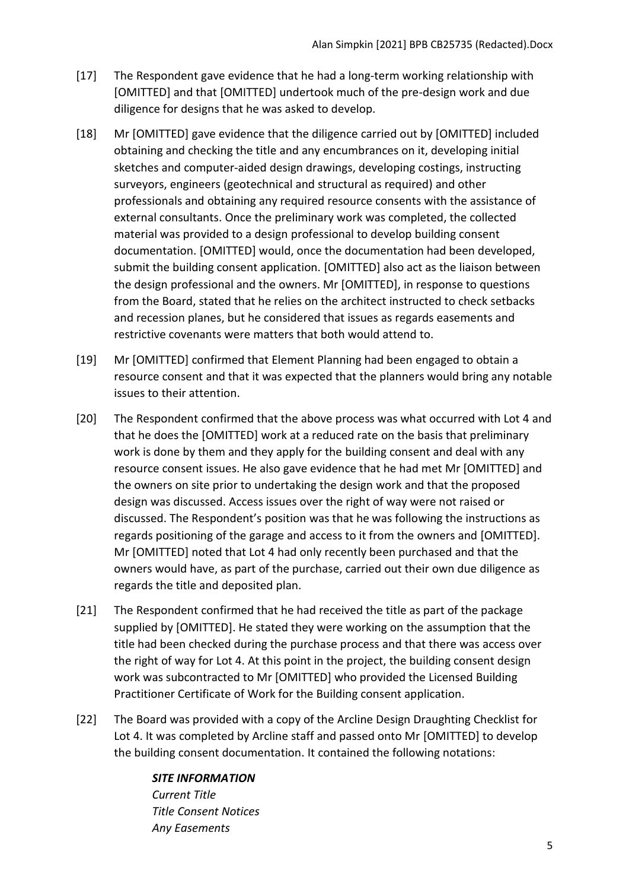[17] The Respondent gave evidence that he had a long-term working relationship with [OMITTED] and that [OMITTED] undertook much of the pre-design work and due diligence for designs that he was asked to develop.

[18] Mr [OMITTED] gave evidence that the diligence carried out by [OMITTED] included obtaining and checking the title and any encumbrances on it, developing initial sketches and computer-aided design drawings, developing costings, instructing surveyors, engineers (geotechnical and structural as required) and other professionals and obtaining any required resource consents with the assistance of external consultants. Once the preliminary work was completed, the collected material was provided to a design professional to develop building consent documentation. [OMITTED] would, once the documentation had been developed, submit the building consent application. [OMITTED] also act as the liaison between the design professional and the owners. Mr [OMITTED], in response to questions from the Board, stated that he relies on the architect instructed to check setbacks and recession planes, but he considered that issues as regards easements and restrictive covenants were matters that both would attend to.

[19] Mr [OMITTED] confirmed that Element Planning had been engaged to obtain a resource consent and that it was expected that the planners would bring any notable issues to their attention.

[20] The Respondent confirmed that the above process was what occurred with Lot 4 and that he does the [OMITTED] work at a reduced rate on the basis that preliminary work is done by them and they apply for the building consent and deal with any resource consent issues. He also gave evidence that he had met Mr [OMITTED] and the owners on site prior to undertaking the design work and that the proposed design was discussed. Access issues over the right of way were not raised or discussed. The Respondent's position was that he was following the instructions as regards positioning of the garage and access to it from the owners and [OMITTED]. Mr [OMITTED] noted that Lot 4 had only recently been purchased and that the owners would have, as part of the purchase, carried out their own due diligence as regards the title and deposited plan.

[21] The Respondent confirmed that he had received the title as part of the package supplied by [OMITTED]. He stated they were working on the assumption that the title had been checked during the purchase process and that there was access over the right of way for Lot 4. At this point in the project, the building consent design work was subcontracted to Mr [OMITTED] who provided the Licensed Building Practitioner Certificate of Work for the Building consent application.

[22] The Board was provided with a copy of the Arcline Design Draughting Checklist for Lot 4. It was completed by Arcline staff and passed onto Mr [OMITTED] to develop the building consent documentation. It contained the following notations:

> ***SITE INFORMATION***
> *Current Title*
> *Title Consent Notices*
> *Any Easements*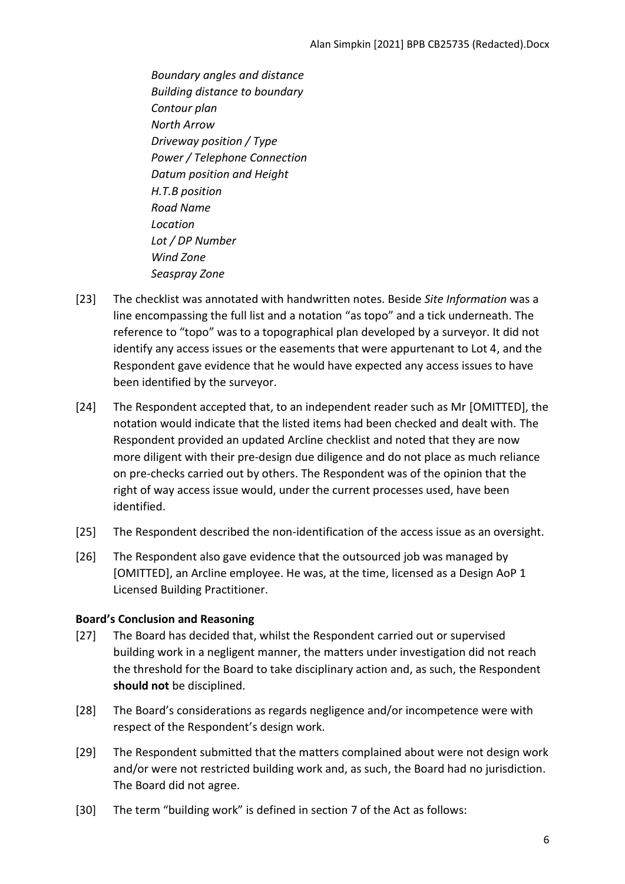*Boundary angles and distance*  
*Building distance to boundary*  
*Contour plan*  
*North Arrow*  
*Driveway position / Type*  
*Power / Telephone Connection*  
*Datum position and Height*  
*H.T.B position*  
*Road Name*  
*Location*  
*Lot / DP Number*  
*Wind Zone*  
*Seaspray Zone*

[23] The checklist was annotated with handwritten notes. Beside *Site Information* was a line encompassing the full list and a notation "as topo" and a tick underneath. The reference to "topo" was to a topographical plan developed by a surveyor. It did not identify any access issues or the easements that were appurtenant to Lot 4, and the Respondent gave evidence that he would have expected any access issues to have been identified by the surveyor.

[24] The Respondent accepted that, to an independent reader such as Mr [OMITTED], the notation would indicate that the listed items had been checked and dealt with. The Respondent provided an updated Arcline checklist and noted that they are now more diligent with their pre-design due diligence and do not place as much reliance on pre-checks carried out by others. The Respondent was of the opinion that the right of way access issue would, under the current processes used, have been identified.

[25] The Respondent described the non-identification of the access issue as an oversight.

[26] The Respondent also gave evidence that the outsourced job was managed by [OMITTED], an Arcline employee. He was, at the time, licensed as a Design AoP 1 Licensed Building Practitioner.

### Board's Conclusion and Reasoning

[27] The Board has decided that, whilst the Respondent carried out or supervised building work in a negligent manner, the matters under investigation did not reach the threshold for the Board to take disciplinary action and, as such, the Respondent **should not** be disciplined.

[28] The Board's considerations as regards negligence and/or incompetence were with respect of the Respondent's design work.

[29] The Respondent submitted that the matters complained about were not design work and/or were not restricted building work and, as such, the Board had no jurisdiction. The Board did not agree.

[30] The term "building work" is defined in section 7 of the Act as follows: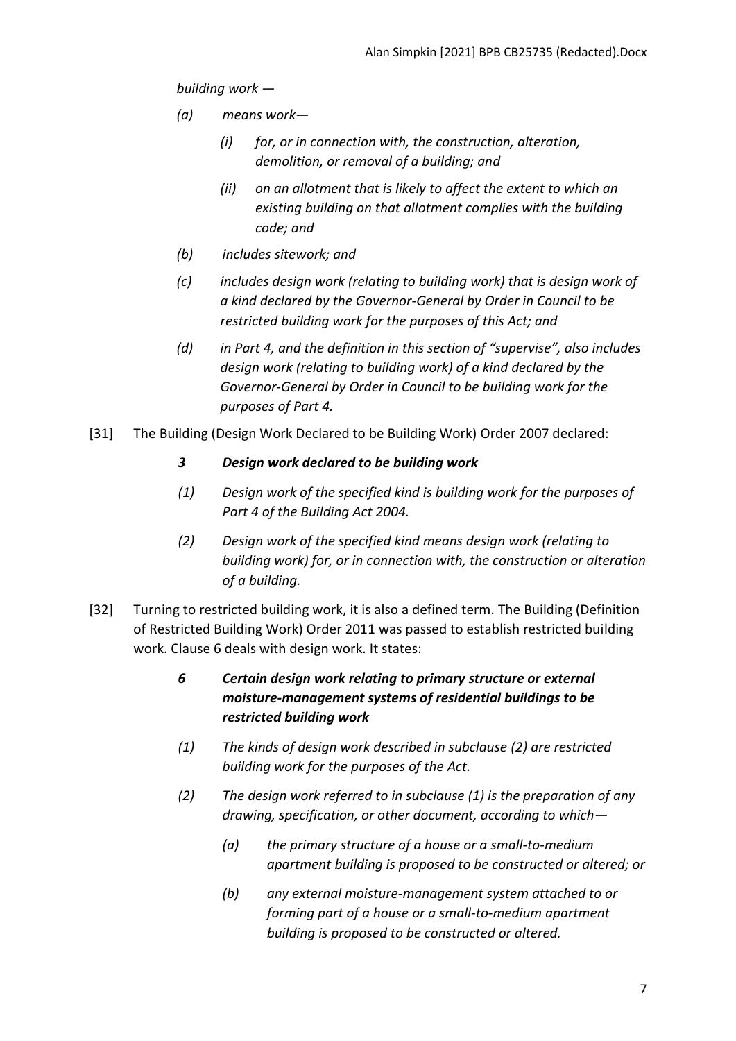*building work —*

- *(a) means work—*
  - *(i) for, or in connection with, the construction, alteration, demolition, or removal of a building; and*
  - *(ii) on an allotment that is likely to affect the extent to which an existing building on that allotment complies with the building code; and*
- *(b) includes sitework; and*
- *(c) includes design work (relating to building work) that is design work of a kind declared by the Governor-General by Order in Council to be restricted building work for the purposes of this Act; and*
- *(d) in Part 4, and the definition in this section of "supervise", also includes design work (relating to building work) of a kind declared by the Governor-General by Order in Council to be building work for the purposes of Part 4.*

[31] The Building (Design Work Declared to be Building Work) Order 2007 declared:

> ***3 Design work declared to be building work***
>
> *(1) Design work of the specified kind is building work for the purposes of Part 4 of the Building Act 2004.*
>
> *(2) Design work of the specified kind means design work (relating to building work) for, or in connection with, the construction or alteration of a building.*

[32] Turning to restricted building work, it is also a defined term. The Building (Definition of Restricted Building Work) Order 2011 was passed to establish restricted building work. Clause 6 deals with design work. It states:

> ***6 Certain design work relating to primary structure or external moisture-management systems of residential buildings to be restricted building work***
>
> *(1) The kinds of design work described in subclause (2) are restricted building work for the purposes of the Act.*
>
> *(2) The design work referred to in subclause (1) is the preparation of any drawing, specification, or other document, according to which—*
>
> - *(a) the primary structure of a house or a small-to-medium apartment building is proposed to be constructed or altered; or*
> - *(b) any external moisture-management system attached to or forming part of a house or a small-to-medium apartment building is proposed to be constructed or altered.*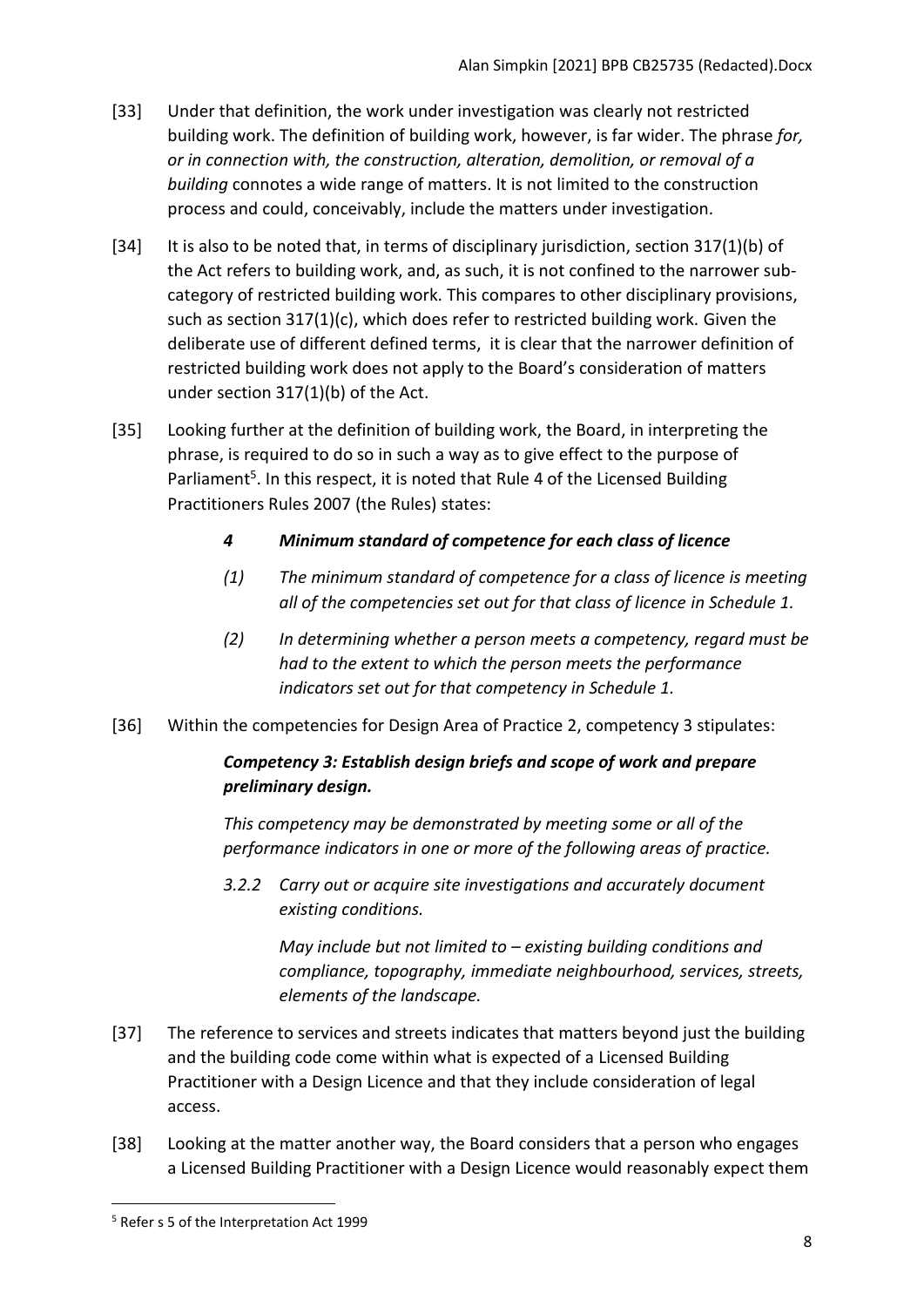[33] Under that definition, the work under investigation was clearly not restricted building work. The definition of building work, however, is far wider. The phrase *for, or in connection with, the construction, alteration, demolition, or removal of a building* connotes a wide range of matters. It is not limited to the construction process and could, conceivably, include the matters under investigation.

[34] It is also to be noted that, in terms of disciplinary jurisdiction, section 317(1)(b) of the Act refers to building work, and, as such, it is not confined to the narrower sub-category of restricted building work. This compares to other disciplinary provisions, such as section 317(1)(c), which does refer to restricted building work. Given the deliberate use of different defined terms, it is clear that the narrower definition of restricted building work does not apply to the Board's consideration of matters under section 317(1)(b) of the Act.

[35] Looking further at the definition of building work, the Board, in interpreting the phrase, is required to do so in such a way as to give effect to the purpose of Parliament[5]. In this respect, it is noted that Rule 4 of the Licensed Building Practitioners Rules 2007 (the Rules) states:

> ***4 Minimum standard of competence for each class of licence***
>
> *(1) The minimum standard of competence for a class of licence is meeting all of the competencies set out for that class of licence in Schedule 1.*
>
> *(2) In determining whether a person meets a competency, regard must be had to the extent to which the person meets the performance indicators set out for that competency in Schedule 1.*

[36] Within the competencies for Design Area of Practice 2, competency 3 stipulates:

> ***Competency 3: Establish design briefs and scope of work and prepare preliminary design.***
>
> *This competency may be demonstrated by meeting some or all of the performance indicators in one or more of the following areas of practice.*
>
> *3.2.2 Carry out or acquire site investigations and accurately document existing conditions.*
>
> *May include but not limited to – existing building conditions and compliance, topography, immediate neighbourhood, services, streets, elements of the landscape.*

[37] The reference to services and streets indicates that matters beyond just the building and the building code come within what is expected of a Licensed Building Practitioner with a Design Licence and that they include consideration of legal access.

[38] Looking at the matter another way, the Board considers that a person who engages a Licensed Building Practitioner with a Design Licence would reasonably expect them

[5] Refer s 5 of the Interpretation Act 1999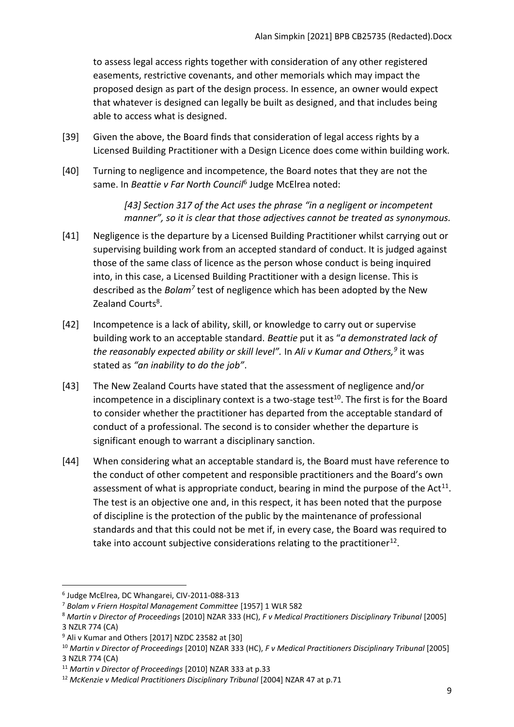to assess legal access rights together with consideration of any other registered easements, restrictive covenants, and other memorials which may impact the proposed design as part of the design process. In essence, an owner would expect that whatever is designed can legally be built as designed, and that includes being able to access what is designed.

[39] Given the above, the Board finds that consideration of legal access rights by a Licensed Building Practitioner with a Design Licence does come within building work.

[40] Turning to negligence and incompetence, the Board notes that they are not the same. In *Beattie v Far North Council*[6] Judge McElrea noted:

> *[43] Section 317 of the Act uses the phrase "in a negligent or incompetent manner", so it is clear that those adjectives cannot be treated as synonymous.*

[41] Negligence is the departure by a Licensed Building Practitioner whilst carrying out or supervising building work from an accepted standard of conduct. It is judged against those of the same class of licence as the person whose conduct is being inquired into, in this case, a Licensed Building Practitioner with a design license. This is described as the *Bolam*[7] test of negligence which has been adopted by the New Zealand Courts[8].

[42] Incompetence is a lack of ability, skill, or knowledge to carry out or supervise building work to an acceptable standard. *Beattie* put it as "*a demonstrated lack of the reasonably expected ability or skill level".* In *Ali v Kumar and Others,*[9] it was stated as *"an inability to do the job"*.

[43] The New Zealand Courts have stated that the assessment of negligence and/or incompetence in a disciplinary context is a two-stage test[10]. The first is for the Board to consider whether the practitioner has departed from the acceptable standard of conduct of a professional. The second is to consider whether the departure is significant enough to warrant a disciplinary sanction.

[44] When considering what an acceptable standard is, the Board must have reference to the conduct of other competent and responsible practitioners and the Board's own assessment of what is appropriate conduct, bearing in mind the purpose of the Act[11]. The test is an objective one and, in this respect, it has been noted that the purpose of discipline is the protection of the public by the maintenance of professional standards and that this could not be met if, in every case, the Board was required to take into account subjective considerations relating to the practitioner[12].

---

[6] Judge McElrea, DC Whangarei, CIV-2011-088-313

[7] *Bolam v Friern Hospital Management Committee* [1957] 1 WLR 582

[8] *Martin v Director of Proceedings* [2010] NZAR 333 (HC), *F v Medical Practitioners Disciplinary Tribunal* [2005] 3 NZLR 774 (CA)

[9] Ali v Kumar and Others [2017] NZDC 23582 at [30]

[10] *Martin v Director of Proceedings* [2010] NZAR 333 (HC), *F v Medical Practitioners Disciplinary Tribunal* [2005] 3 NZLR 774 (CA)

[11] *Martin v Director of Proceedings* [2010] NZAR 333 at p.33

[12] *McKenzie v Medical Practitioners Disciplinary Tribunal* [2004] NZAR 47 at p.71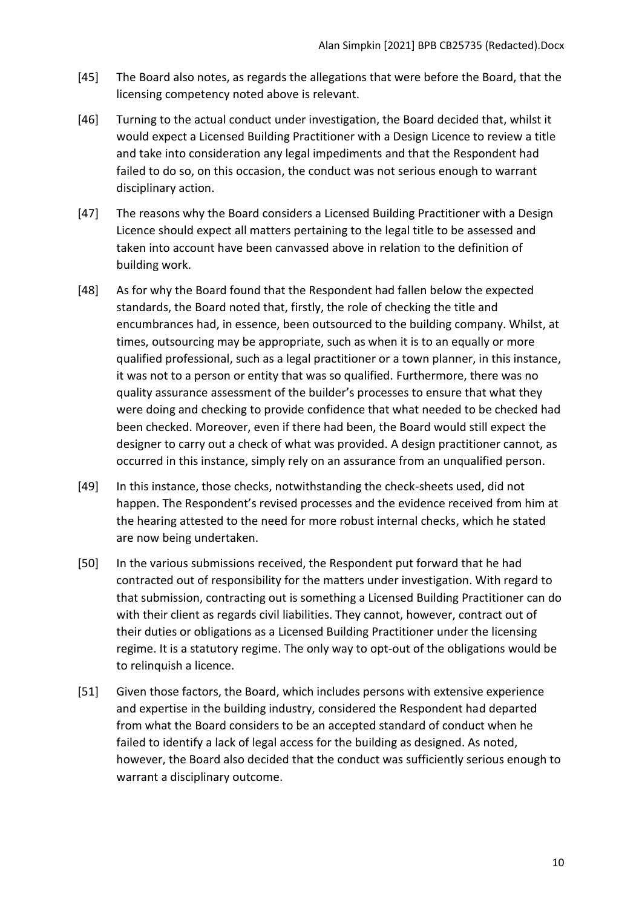[45] The Board also notes, as regards the allegations that were before the Board, that the licensing competency noted above is relevant.

[46] Turning to the actual conduct under investigation, the Board decided that, whilst it would expect a Licensed Building Practitioner with a Design Licence to review a title and take into consideration any legal impediments and that the Respondent had failed to do so, on this occasion, the conduct was not serious enough to warrant disciplinary action.

[47] The reasons why the Board considers a Licensed Building Practitioner with a Design Licence should expect all matters pertaining to the legal title to be assessed and taken into account have been canvassed above in relation to the definition of building work.

[48] As for why the Board found that the Respondent had fallen below the expected standards, the Board noted that, firstly, the role of checking the title and encumbrances had, in essence, been outsourced to the building company. Whilst, at times, outsourcing may be appropriate, such as when it is to an equally or more qualified professional, such as a legal practitioner or a town planner, in this instance, it was not to a person or entity that was so qualified. Furthermore, there was no quality assurance assessment of the builder's processes to ensure that what they were doing and checking to provide confidence that what needed to be checked had been checked. Moreover, even if there had been, the Board would still expect the designer to carry out a check of what was provided. A design practitioner cannot, as occurred in this instance, simply rely on an assurance from an unqualified person.

[49] In this instance, those checks, notwithstanding the check-sheets used, did not happen. The Respondent's revised processes and the evidence received from him at the hearing attested to the need for more robust internal checks, which he stated are now being undertaken.

[50] In the various submissions received, the Respondent put forward that he had contracted out of responsibility for the matters under investigation. With regard to that submission, contracting out is something a Licensed Building Practitioner can do with their client as regards civil liabilities. They cannot, however, contract out of their duties or obligations as a Licensed Building Practitioner under the licensing regime. It is a statutory regime. The only way to opt-out of the obligations would be to relinquish a licence.

[51] Given those factors, the Board, which includes persons with extensive experience and expertise in the building industry, considered the Respondent had departed from what the Board considers to be an accepted standard of conduct when he failed to identify a lack of legal access for the building as designed. As noted, however, the Board also decided that the conduct was sufficiently serious enough to warrant a disciplinary outcome.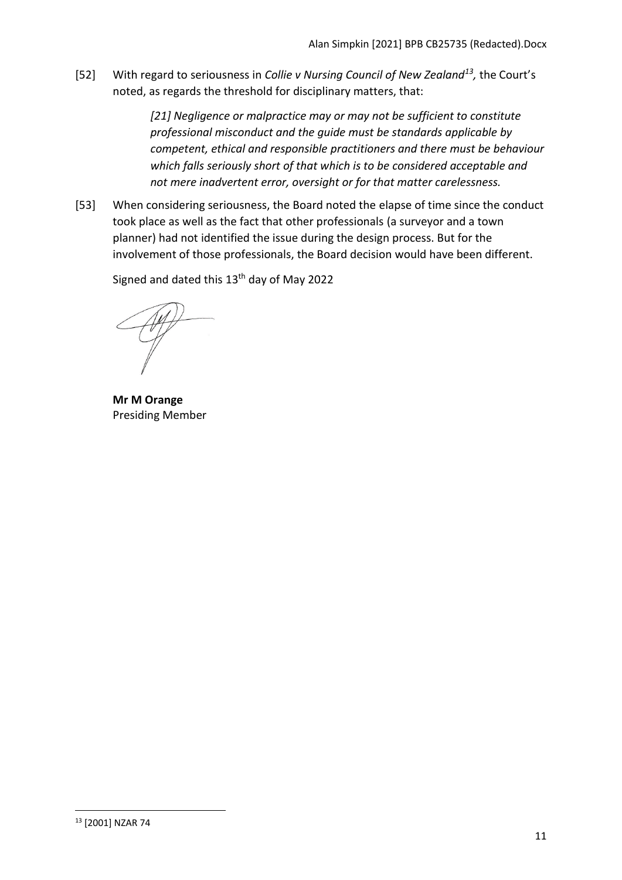[52] With regard to seriousness in *Collie v Nursing Council of New Zealand*[13], the Court's noted, as regards the threshold for disciplinary matters, that:

> *[21] Negligence or malpractice may or may not be sufficient to constitute professional misconduct and the guide must be standards applicable by competent, ethical and responsible practitioners and there must be behaviour which falls seriously short of that which is to be considered acceptable and not mere inadvertent error, oversight or for that matter carelessness.*

[53] When considering seriousness, the Board noted the elapse of time since the conduct took place as well as the fact that other professionals (a surveyor and a town planner) had not identified the issue during the design process. But for the involvement of those professionals, the Board decision would have been different.

Signed and dated this 13th day of May 2022

**Mr M Orange**
Presiding Member

[13] [2001] NZAR 74